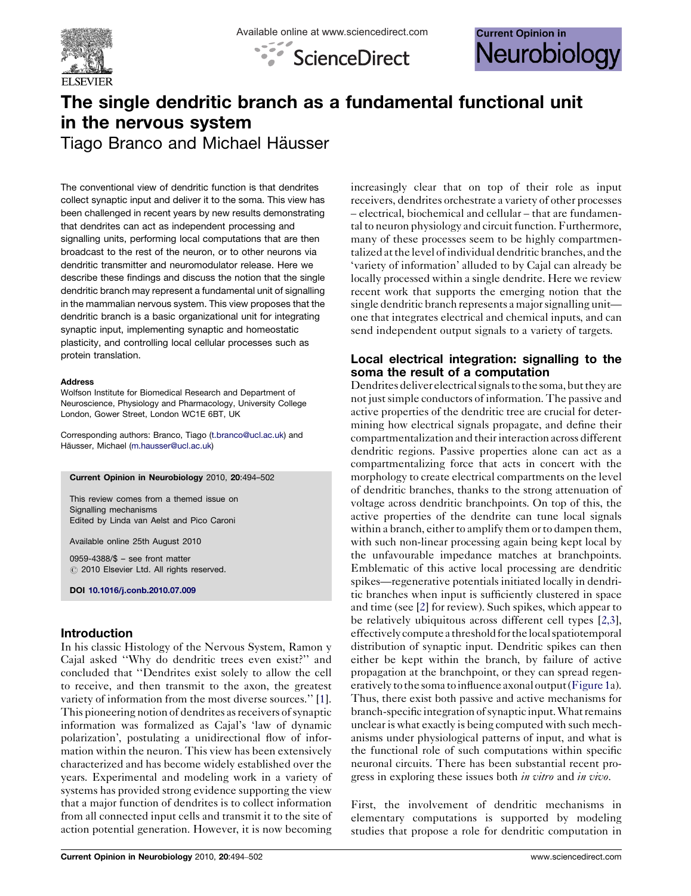# The single dendritic branch as a fundamental functional unit in the nervous system

Tiago Branco and Michael Häusser

The conventional view of dendritic function is that dendrites collect synaptic input and deliver it to the soma. This view has been challenged in recent years by new results demonstrating that dendrites can act as independent processing and signalling units, performing local computations that are then broadcast to the rest of the neuron, or to other neurons via dendritic transmitter and neuromodulator release. Here we describe these findings and discuss the notion that the single dendritic branch may represent a fundamental unit of signalling in the mammalian nervous system. This view proposes that the dendritic branch is a basic organizational unit for integrating synaptic input, implementing synaptic and homeostatic plasticity, and controlling local cellular processes such as protein translation.

**Address**

Wolfson Institute for Biomedical Research and Department of Neuroscience, Physiology and Pharmacology, University College London, Gower Street, London WC1E 6BT, UK

Corresponding authors: Branco, Tiago (t.branco@ucl.ac.uk) and Häusser, Michael (m.hausser@ucl.ac.uk)

**Current Opinion in Neurobiology** 2010, **20**:494–502

This review comes from a themed issue on Signalling mechanisms
Edited by Linda van Aelst and Pico Caroni

Available online 25th August 2010

0959-4388/$ – see front matter
© 2010 Elsevier Ltd. All rights reserved.

**DOI** 10.1016/j.conb.2010.07.009

## Introduction

In his classic Histology of the Nervous System, Ramon y Cajal asked "Why do dendritic trees even exist?" and concluded that "Dendrites exist solely to allow the cell to receive, and then transmit to the axon, the greatest variety of information from the most diverse sources." [1]. This pioneering notion of dendrites as receivers of synaptic information was formalized as Cajal's 'law of dynamic polarization', postulating a unidirectional flow of information within the neuron. This view has been extensively characterized and has become widely established over the years. Experimental and modeling work in a variety of systems has provided strong evidence supporting the view that a major function of dendrites is to collect information from all connected input cells and transmit it to the site of action potential generation. However, it is now becoming increasingly clear that on top of their role as input receivers, dendrites orchestrate a variety of other processes – electrical, biochemical and cellular – that are fundamental to neuron physiology and circuit function. Furthermore, many of these processes seem to be highly compartmentalized at the level of individual dendritic branches, and the 'variety of information' alluded to by Cajal can already be locally processed within a single dendrite. Here we review recent work that supports the emerging notion that the single dendritic branch represents a major signalling unit—one that integrates electrical and chemical inputs, and can send independent output signals to a variety of targets.

## Local electrical integration: signalling to the soma the result of a computation

Dendrites deliver electrical signals to the soma, but they are not just simple conductors of information. The passive and active properties of the dendritic tree are crucial for determining how electrical signals propagate, and define their compartmentalization and their interaction across different dendritic regions. Passive properties alone can act as a compartmentalizing force that acts in concert with the morphology to create electrical compartments on the level of dendritic branches, thanks to the strong attenuation of voltage across dendritic branchpoints. On top of this, the active properties of the dendrite can tune local signals within a branch, either to amplify them or to dampen them, with such non-linear processing again being kept local by the unfavourable impedance matches at branchpoints. Emblematic of this active local processing are dendritic spikes—regenerative potentials initiated locally in dendritic branches when input is sufficiently clustered in space and time (see [2] for review). Such spikes, which appear to be relatively ubiquitous across different cell types [2,3], effectively compute a threshold for the local spatiotemporal distribution of synaptic input. Dendritic spikes can then either be kept within the branch, by failure of active propagation at the branchpoint, or they can spread regeneratively to the soma to influence axonal output (Figure 1a). Thus, there exist both passive and active mechanisms for branch-specific integration of synaptic input. What remains unclear is what exactly is being computed with such mechanisms under physiological patterns of input, and what is the functional role of such computations within specific neuronal circuits. There has been substantial recent progress in exploring these issues both *in vitro* and *in vivo*.

First, the involvement of dendritic mechanisms in elementary computations is supported by modeling studies that propose a role for dendritic computation in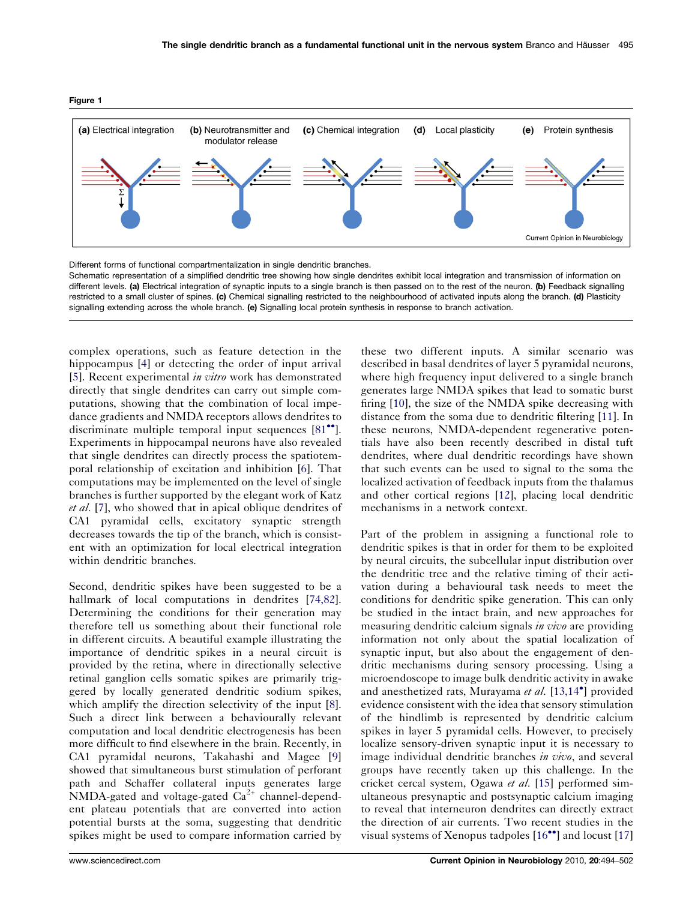**Figure 1**

Different forms of functional compartmentalization in single dendritic branches.

Schematic representation of a simplified dendritic tree showing how single dendrites exhibit local integration and transmission of information on different levels. **(a)** Electrical integration of synaptic inputs to a single branch is then passed on to the rest of the neuron. **(b)** Feedback signalling restricted to a small cluster of spines. **(c)** Chemical signalling restricted to the neighbourhood of activated inputs along the branch. **(d)** Plasticity signalling extending across the whole branch. **(e)** Signalling local protein synthesis in response to branch activation.

complex operations, such as feature detection in the hippocampus [4] or detecting the order of input arrival [5]. Recent experimental *in vitro* work has demonstrated directly that single dendrites can carry out simple computations, showing that the combination of local impedance gradients and NMDA receptors allows dendrites to discriminate multiple temporal input sequences [81••]. Experiments in hippocampal neurons have also revealed that single dendrites can directly process the spatiotemporal relationship of excitation and inhibition [6]. That computations may be implemented on the level of single branches is further supported by the elegant work of Katz *et al.* [7], who showed that in apical oblique dendrites of CA1 pyramidal cells, excitatory synaptic strength decreases towards the tip of the branch, which is consistent with an optimization for local electrical integration within dendritic branches.

Second, dendritic spikes have been suggested to be a hallmark of local computations in dendrites [74,82]. Determining the conditions for their generation may therefore tell us something about their functional role in different circuits. A beautiful example illustrating the importance of dendritic spikes in a neural circuit is provided by the retina, where in directionally selective retinal ganglion cells somatic spikes are primarily triggered by locally generated dendritic sodium spikes, which amplify the direction selectivity of the input [8]. Such a direct link between a behaviourally relevant computation and local dendritic electrogenesis has been more difficult to find elsewhere in the brain. Recently, in CA1 pyramidal neurons, Takahashi and Magee [9] showed that simultaneous burst stimulation of perforant path and Schaffer collateral inputs generates large NMDA-gated and voltage-gated $Ca^{2+}$ channel-dependent plateau potentials that are converted into action potential bursts at the soma, suggesting that dendritic spikes might be used to compare information carried by these two different inputs. A similar scenario was described in basal dendrites of layer 5 pyramidal neurons, where high frequency input delivered to a single branch generates large NMDA spikes that lead to somatic burst firing [10], the size of the NMDA spike decreasing with distance from the soma due to dendritic filtering [11]. In these neurons, NMDA-dependent regenerative potentials have also been recently described in distal tuft dendrites, where dual dendritic recordings have shown that such events can be used to signal to the soma the localized activation of feedback inputs from the thalamus and other cortical regions [12], placing local dendritic mechanisms in a network context.

Part of the problem in assigning a functional role to dendritic spikes is that in order for them to be exploited by neural circuits, the subcellular input distribution over the dendritic tree and the relative timing of their activation during a behavioural task needs to meet the conditions for dendritic spike generation. This can only be studied in the intact brain, and new approaches for measuring dendritic calcium signals *in vivo* are providing information not only about the spatial localization of synaptic input, but also about the engagement of dendritic mechanisms during sensory processing. Using a microendoscope to image bulk dendritic activity in awake and anesthetized rats, Murayama *et al.* [13,14•] provided evidence consistent with the idea that sensory stimulation of the hindlimb is represented by dendritic calcium spikes in layer 5 pyramidal cells. However, to precisely localize sensory-driven synaptic input it is necessary to image individual dendritic branches *in vivo*, and several groups have recently taken up this challenge. In the cricket cercal system, Ogawa *et al.* [15] performed simultaneous presynaptic and postsynaptic calcium imaging to reveal that interneuron dendrites can directly extract the direction of air currents. Two recent studies in the visual systems of Xenopus tadpoles [16••] and locust [17]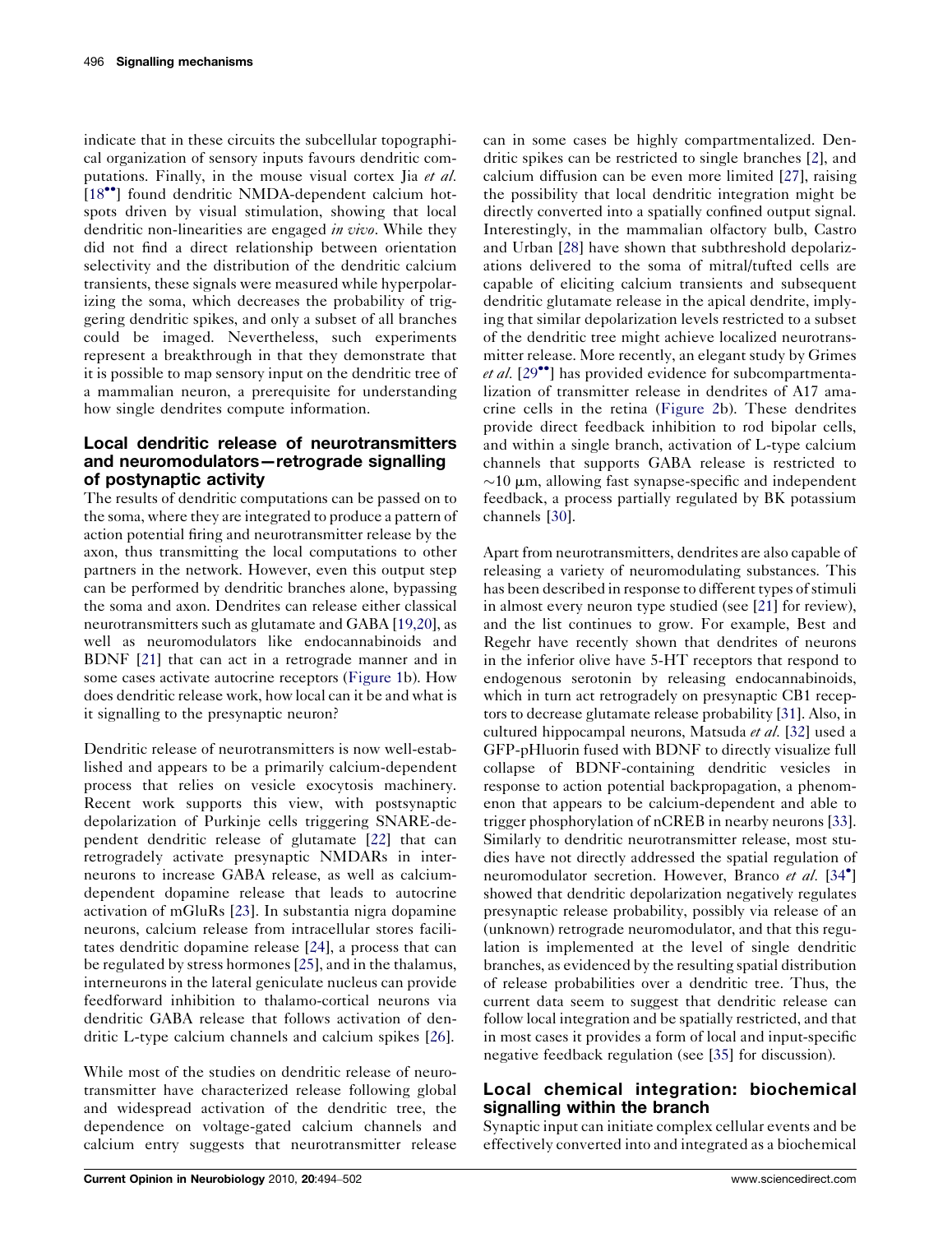indicate that in these circuits the subcellular topographical organization of sensory inputs favours dendritic computations. Finally, in the mouse visual cortex Jia *et al.* [18••] found dendritic NMDA-dependent calcium hotspots driven by visual stimulation, showing that local dendritic non-linearities are engaged *in vivo*. While they did not find a direct relationship between orientation selectivity and the distribution of the dendritic calcium transients, these signals were measured while hyperpolarizing the soma, which decreases the probability of triggering dendritic spikes, and only a subset of all branches could be imaged. Nevertheless, such experiments represent a breakthrough in that they demonstrate that it is possible to map sensory input on the dendritic tree of a mammalian neuron, a prerequisite for understanding how single dendrites compute information.

## Local dendritic release of neurotransmitters and neuromodulators—retrograde signalling of postynaptic activity

The results of dendritic computations can be passed on to the soma, where they are integrated to produce a pattern of action potential firing and neurotransmitter release by the axon, thus transmitting the local computations to other partners in the network. However, even this output step can be performed by dendritic branches alone, bypassing the soma and axon. Dendrites can release either classical neurotransmitters such as glutamate and GABA [19,20], as well as neuromodulators like endocannabinoids and BDNF [21] that can act in a retrograde manner and in some cases activate autocrine receptors (Figure 1b). How does dendritic release work, how local can it be and what is it signalling to the presynaptic neuron?

Dendritic release of neurotransmitters is now well-established and appears to be a primarily calcium-dependent process that relies on vesicle exocytosis machinery. Recent work supports this view, with postsynaptic depolarization of Purkinje cells triggering SNARE-dependent dendritic release of glutamate [22] that can retrogradely activate presynaptic NMDARs in interneurons to increase GABA release, as well as calcium-dependent dopamine release that leads to autocrine activation of mGluRs [23]. In substantia nigra dopamine neurons, calcium release from intracellular stores facilitates dendritic dopamine release [24], a process that can be regulated by stress hormones [25], and in the thalamus, interneurons in the lateral geniculate nucleus can provide feedforward inhibition to thalamo-cortical neurons via dendritic GABA release that follows activation of dendritic L-type calcium channels and calcium spikes [26].

While most of the studies on dendritic release of neurotransmitter have characterized release following global and widespread activation of the dendritic tree, the dependence on voltage-gated calcium channels and calcium entry suggests that neurotransmitter release can in some cases be highly compartmentalized. Dendritic spikes can be restricted to single branches [2], and calcium diffusion can be even more limited [27], raising the possibility that local dendritic integration might be directly converted into a spatially confined output signal. Interestingly, in the mammalian olfactory bulb, Castro and Urban [28] have shown that subthreshold depolarizations delivered to the soma of mitral/tufted cells are capable of eliciting calcium transients and subsequent dendritic glutamate release in the apical dendrite, implying that similar depolarization levels restricted to a subset of the dendritic tree might achieve localized neurotransmitter release. More recently, an elegant study by Grimes *et al.* [29••] has provided evidence for subcompartmentalization of transmitter release in dendrites of A17 amacrine cells in the retina (Figure 2b). These dendrites provide direct feedback inhibition to rod bipolar cells, and within a single branch, activation of L-type calcium channels that supports GABA release is restricted to ~10 μm, allowing fast synapse-specific and independent feedback, a process partially regulated by BK potassium channels [30].

Apart from neurotransmitters, dendrites are also capable of releasing a variety of neuromodulating substances. This has been described in response to different types of stimuli in almost every neuron type studied (see [21] for review), and the list continues to grow. For example, Best and Regehr have recently shown that dendrites of neurons in the inferior olive have 5-HT receptors that respond to endogenous serotonin by releasing endocannabinoids, which in turn act retrogradely on presynaptic CB1 receptors to decrease glutamate release probability [31]. Also, in cultured hippocampal neurons, Matsuda *et al.* [32] used a GFP-pHluorin fused with BDNF to directly visualize full collapse of BDNF-containing dendritic vesicles in response to action potential backpropagation, a phenomenon that appears to be calcium-dependent and able to trigger phosphorylation of nCREB in nearby neurons [33]. Similarly to dendritic neurotransmitter release, most studies have not directly addressed the spatial regulation of neuromodulator secretion. However, Branco *et al.* [34•] showed that dendritic depolarization negatively regulates presynaptic release probability, possibly via release of an (unknown) retrograde neuromodulator, and that this regulation is implemented at the level of single dendritic branches, as evidenced by the resulting spatial distribution of release probabilities over a dendritic tree. Thus, the current data seem to suggest that dendritic release can follow local integration and be spatially restricted, and that in most cases it provides a form of local and input-specific negative feedback regulation (see [35] for discussion).

## Local chemical integration: biochemical signalling within the branch

Synaptic input can initiate complex cellular events and be effectively converted into and integrated as a biochemical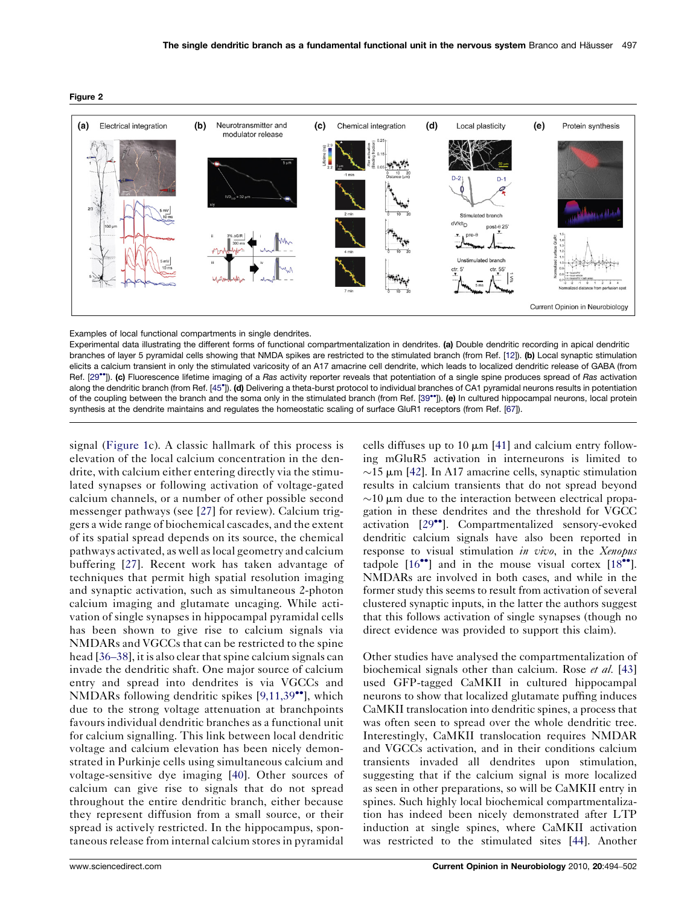**Figure 2**

Examples of local functional compartments in single dendrites.

Experimental data illustrating the different forms of functional compartmentalization in dendrites. **(a)** Double dendritic recording in apical dendritic branches of layer 5 pyramidal cells showing that NMDA spikes are restricted to the stimulated branch (from Ref. [12]). **(b)** Local synaptic stimulation elicits a calcium transient in only the stimulated varicosity of an A17 amacrine cell dendrite, which leads to localized dendritic release of GABA (from Ref. [29••]). **(c)** Fluorescence lifetime imaging of a *Ras* activity reporter reveals that potentiation of a single spine produces spread of *Ras* activation along the dendritic branch (from Ref. [45•]). **(d)** Delivering a theta-burst protocol to individual branches of CA1 pyramidal neurons results in potentiation of the coupling between the branch and the soma only in the stimulated branch (from Ref. [39••]). **(e)** In cultured hippocampal neurons, local protein synthesis at the dendrite maintains and regulates the homeostatic scaling of surface GluR1 receptors (from Ref. [67]).

signal (Figure 1c). A classic hallmark of this process is elevation of the local calcium concentration in the dendrite, with calcium either entering directly via the stimulated synapses or following activation of voltage-gated calcium channels, or a number of other possible second messenger pathways (see [27] for review). Calcium triggers a wide range of biochemical cascades, and the extent of its spatial spread depends on its source, the chemical pathways activated, as well as local geometry and calcium buffering [27]. Recent work has taken advantage of techniques that permit high spatial resolution imaging and synaptic activation, such as simultaneous 2-photon calcium imaging and glutamate uncaging. While activation of single synapses in hippocampal pyramidal cells has been shown to give rise to calcium signals via NMDARs and VGCCs that can be restricted to the spine head [36–38], it is also clear that spine calcium signals can invade the dendritic shaft. One major source of calcium entry and spread into dendrites is via VGCCs and NMDARs following dendritic spikes [9,11,39••], which due to the strong voltage attenuation at branchpoints favours individual dendritic branches as a functional unit for calcium signalling. This link between local dendritic voltage and calcium elevation has been nicely demonstrated in Purkinje cells using simultaneous calcium and voltage-sensitive dye imaging [40]. Other sources of calcium can give rise to signals that do not spread throughout the entire dendritic branch, either because they represent diffusion from a small source, or their spread is actively restricted. In the hippocampus, spontaneous release from internal calcium stores in pyramidal cells diffuses up to 10 μm [41] and calcium entry following mGluR5 activation in interneurons is limited to ~15 μm [42]. In A17 amacrine cells, synaptic stimulation results in calcium transients that do not spread beyond ~10 μm due to the interaction between electrical propagation in these dendrites and the threshold for VGCC activation [29••]. Compartmentalized sensory-evoked dendritic calcium signals have also been reported in response to visual stimulation *in vivo*, in the *Xenopus* tadpole [16••] and in the mouse visual cortex [18••]. NMDARs are involved in both cases, and while in the former study this seems to result from activation of several clustered synaptic inputs, in the latter the authors suggest that this follows activation of single synapses (though no direct evidence was provided to support this claim).

Other studies have analysed the compartmentalization of biochemical signals other than calcium. Rose *et al.* [43] used GFP-tagged CaMKII in cultured hippocampal neurons to show that localized glutamate puffing induces CaMKII translocation into dendritic spines, a process that was often seen to spread over the whole dendritic tree. Interestingly, CaMKII translocation requires NMDAR and VGCCs activation, and in their conditions calcium transients invaded all dendrites upon stimulation, suggesting that if the calcium signal is more localized as seen in other preparations, so will be CaMKII entry in spines. Such highly local biochemical compartmentalization has indeed been nicely demonstrated after LTP induction at single spines, where CaMKII activation was restricted to the stimulated sites [44]. Another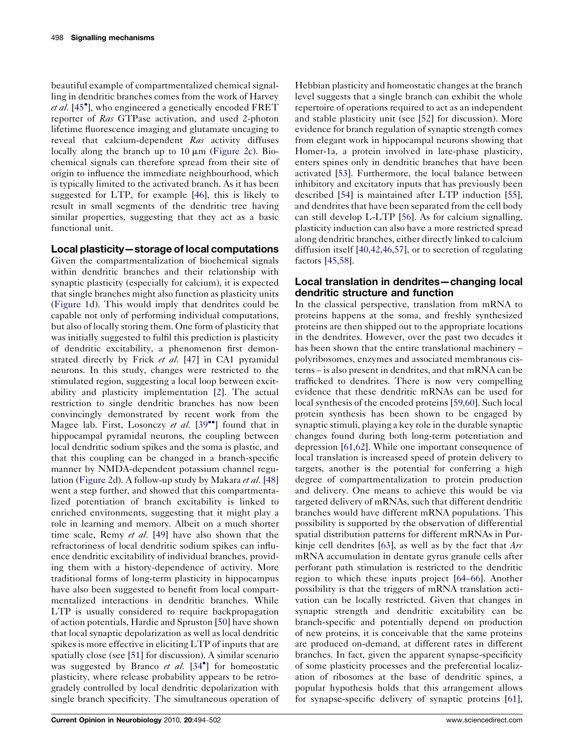beautiful example of compartmentalized chemical signalling in dendritic branches comes from the work of Harvey *et al.* [45•], who engineered a genetically encoded FRET reporter of *Ras* GTPase activation, and used 2-photon lifetime fluorescence imaging and glutamate uncaging to reveal that calcium-dependent *Ras* activity diffuses locally along the branch up to 10 μm (Figure 2c). Biochemical signals can therefore spread from their site of origin to influence the immediate neighbourhood, which is typically limited to the activated branch. As it has been suggested for LTP, for example [46], this is likely to result in small segments of the dendritic tree having similar properties, suggesting that they act as a basic functional unit.

## Local plasticity—storage of local computations

Given the compartmentalization of biochemical signals within dendritic branches and their relationship with synaptic plasticity (especially for calcium), it is expected that single branches might also function as plasticity units (Figure 1d). This would imply that dendrites could be capable not only of performing individual computations, but also of locally storing them. One form of plasticity that was initially suggested to fulfil this prediction is plasticity of dendritic excitability, a phenomenon first demonstrated directly by Frick *et al.* [47] in CA1 pyramidal neurons. In this study, changes were restricted to the stimulated region, suggesting a local loop between excitability and plasticity implementation [2]. The actual restriction to single dendritic branches has now been convincingly demonstrated by recent work from the Magee lab. First, Losonczy *et al.* [39••] found that in hippocampal pyramidal neurons, the coupling between local dendritic sodium spikes and the soma is plastic, and that this coupling can be changed in a branch-specific manner by NMDA-dependent potassium channel regulation (Figure 2d). A follow-up study by Makara *et al.* [48] went a step further, and showed that this compartmentalized potentiation of branch excitability is linked to enriched environments, suggesting that it might play a role in learning and memory. Albeit on a much shorter time scale, Remy *et al.* [49] have also shown that the refractoriness of local dendritic sodium spikes can influence dendritic excitability of individual branches, providing them with a history-dependence of activity. More traditional forms of long-term plasticity in hippocampus have also been suggested to benefit from local compartmentalized interactions in dendritic branches. While LTP is usually considered to require backpropagation of action potentials, Hardie and Spruston [50] have shown that local synaptic depolarization as well as local dendritic spikes is more effective in eliciting LTP of inputs that are spatially close (see [51] for discussion). A similar scenario was suggested by Branco *et al.* [34•] for homeostatic plasticity, where release probability appears to be retrogradely controlled by local dendritic depolarization with single branch specificity. The simultaneous operation of Hebbian plasticity and homeostatic changes at the branch level suggests that a single branch can exhibit the whole repertoire of operations required to act as an independent and stable plasticity unit (see [52] for discussion). More evidence for branch regulation of synaptic strength comes from elegant work in hippocampal neurons showing that Homer-1a, a protein involved in late-phase plasticity, enters spines only in dendritic branches that have been activated [53]. Furthermore, the local balance between inhibitory and excitatory inputs that has previously been described [54] is maintained after LTP induction [55], and dendrites that have been separated from the cell body can still develop L-LTP [56]. As for calcium signalling, plasticity induction can also have a more restricted spread along dendritic branches, either directly linked to calcium diffusion itself [40,42,46,57], or to secretion of regulating factors [45,58].

## Local translation in dendrites—changing local dendritic structure and function

In the classical perspective, translation from mRNA to proteins happens at the soma, and freshly synthesized proteins are then shipped out to the appropriate locations in the dendrites. However, over the past two decades it has been shown that the entire translational machinery – polyribosomes, enzymes and associated membranous cisterns – is also present in dendrites, and that mRNA can be trafficked to dendrites. There is now very compelling evidence that these dendritic mRNAs can be used for local synthesis of the encoded proteins [59,60]. Such local protein synthesis has been shown to be engaged by synaptic stimuli, playing a key role in the durable synaptic changes found during both long-term potentiation and depression [61,62]. While one important consequence of local translation is increased speed of protein delivery to targets, another is the potential for conferring a high degree of compartmentalization to protein production and delivery. One means to achieve this would be via targeted delivery of mRNAs, such that different dendritic branches would have different mRNA populations. This possibility is supported by the observation of differential spatial distribution patterns for different mRNAs in Purkinje cell dendrites [63], as well as by the fact that *Arc* mRNA accumulation in dentate gyrus granule cells after perforant path stimulation is restricted to the dendritic region to which these inputs project [64–66]. Another possibility is that the triggers of mRNA translation activation can be locally restricted. Given that changes in synaptic strength and dendritic excitability can be branch-specific and potentially depend on production of new proteins, it is conceivable that the same proteins are produced on-demand, at different rates in different branches. In fact, given the apparent synapse-specificity of some plasticity processes and the preferential localization of ribosomes at the base of dendritic spines, a popular hypothesis holds that this arrangement allows for synapse-specific delivery of synaptic proteins [61],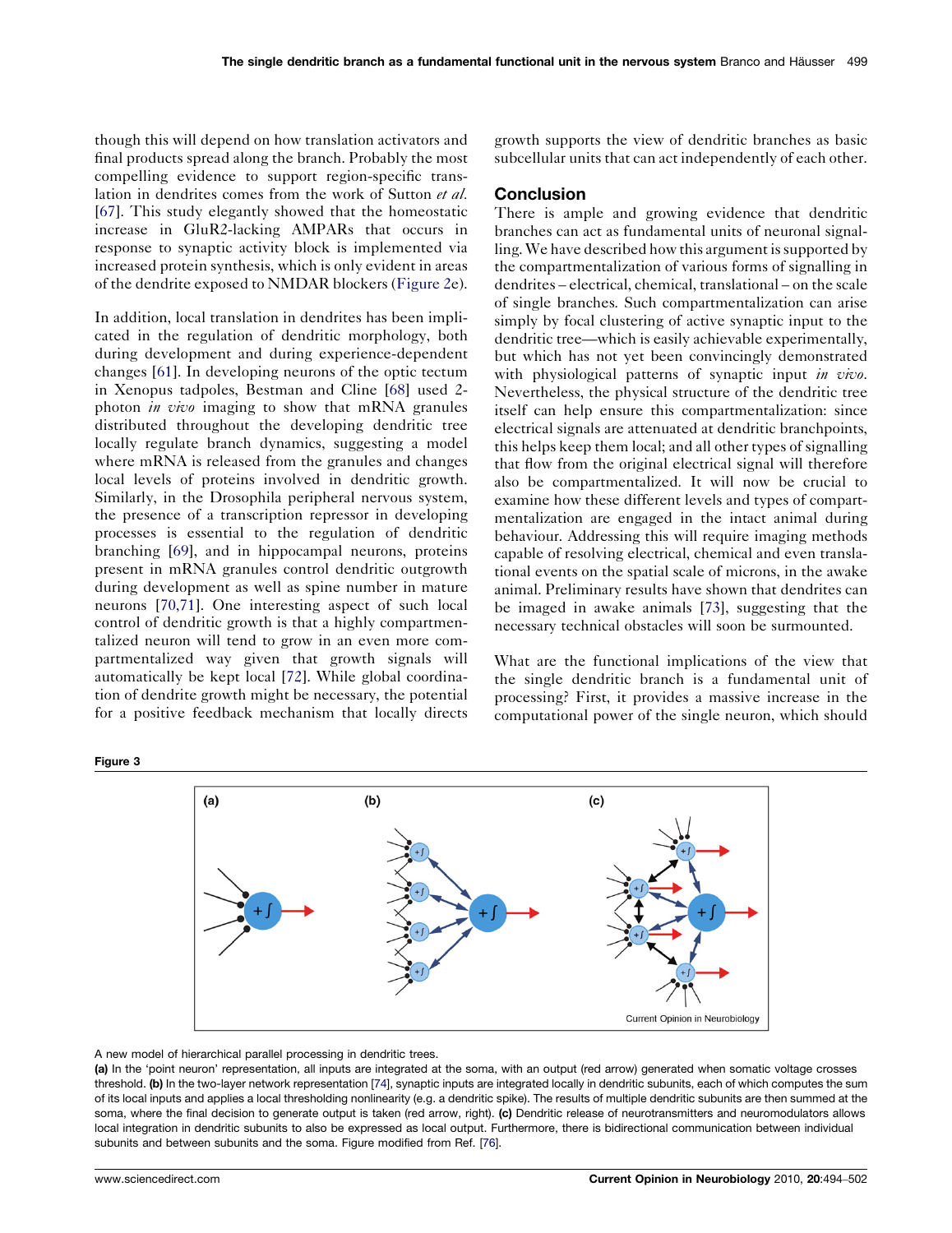though this will depend on how translation activators and final products spread along the branch. Probably the most compelling evidence to support region-specific translation in dendrites comes from the work of Sutton *et al.* [67]. This study elegantly showed that the homeostatic increase in GluR2-lacking AMPARs that occurs in response to synaptic activity block is implemented via increased protein synthesis, which is only evident in areas of the dendrite exposed to NMDAR blockers (Figure 2e).

In addition, local translation in dendrites has been implicated in the regulation of dendritic morphology, both during development and during experience-dependent changes [61]. In developing neurons of the optic tectum in Xenopus tadpoles, Bestman and Cline [68] used 2-photon *in vivo* imaging to show that mRNA granules distributed throughout the developing dendritic tree locally regulate branch dynamics, suggesting a model where mRNA is released from the granules and changes local levels of proteins involved in dendritic growth. Similarly, in the Drosophila peripheral nervous system, the presence of a transcription repressor in developing processes is essential to the regulation of dendritic branching [69], and in hippocampal neurons, proteins present in mRNA granules control dendritic outgrowth during development as well as spine number in mature neurons [70,71]. One interesting aspect of such local control of dendritic growth is that a highly compartmentalized neuron will tend to grow in an even more compartmentalized way given that growth signals will automatically be kept local [72]. While global coordination of dendrite growth might be necessary, the potential for a positive feedback mechanism that locally directs growth supports the view of dendritic branches as basic subcellular units that can act independently of each other.

## Conclusion

There is ample and growing evidence that dendritic branches can act as fundamental units of neuronal signalling. We have described how this argument is supported by the compartmentalization of various forms of signalling in dendrites – electrical, chemical, translational – on the scale of single branches. Such compartmentalization can arise simply by focal clustering of active synaptic input to the dendritic tree—which is easily achievable experimentally, but which has not yet been convincingly demonstrated with physiological patterns of synaptic input *in vivo*. Nevertheless, the physical structure of the dendritic tree itself can help ensure this compartmentalization: since electrical signals are attenuated at dendritic branchpoints, this helps keep them local; and all other types of signalling that flow from the original electrical signal will therefore also be compartmentalized. It will now be crucial to examine how these different levels and types of compartmentalization are engaged in the intact animal during behaviour. Addressing this will require imaging methods capable of resolving electrical, chemical and even translational events on the spatial scale of microns, in the awake animal. Preliminary results have shown that dendrites can be imaged in awake animals [73], suggesting that the necessary technical obstacles will soon be surmounted.

What are the functional implications of the view that the single dendritic branch is a fundamental unit of processing? First, it provides a massive increase in the computational power of the single neuron, which should

**Figure 3**

(a) (b) (c)

$+\int$

Current Opinion in Neurobiology

A new model of hierarchical parallel processing in dendritic trees.
**(a)** In the 'point neuron' representation, all inputs are integrated at the soma, with an output (red arrow) generated when somatic voltage crosses threshold. **(b)** In the two-layer network representation [74], synaptic inputs are integrated locally in dendritic subunits, each of which computes the sum of its local inputs and applies a local thresholding nonlinearity (e.g. a dendritic spike). The results of multiple dendritic subunits are then summed at the soma, where the final decision to generate output is taken (red arrow, right). **(c)** Dendritic release of neurotransmitters and neuromodulators allows local integration in dendritic subunits to also be expressed as local output. Furthermore, there is bidirectional communication between individual subunits and between subunits and the soma. Figure modified from Ref. [76].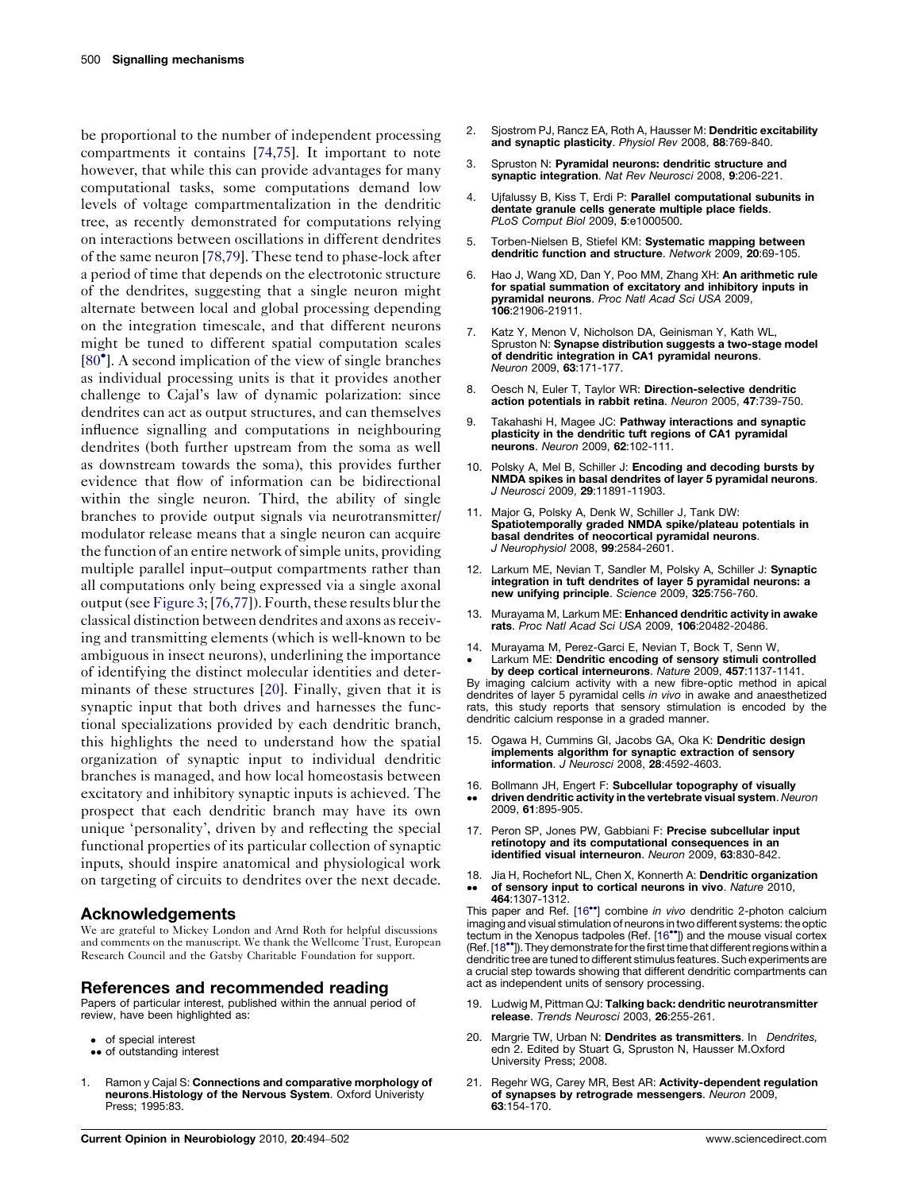be proportional to the number of independent processing compartments it contains [74,75]. It important to note however, that while this can provide advantages for many computational tasks, some computations demand low levels of voltage compartmentalization in the dendritic tree, as recently demonstrated for computations relying on interactions between oscillations in different dendrites of the same neuron [78,79]. These tend to phase-lock after a period of time that depends on the electrotonic structure of the dendrites, suggesting that a single neuron might alternate between local and global processing depending on the integration timescale, and that different neurons might be tuned to different spatial computation scales [80•]. A second implication of the view of single branches as individual processing units is that it provides another challenge to Cajal's law of dynamic polarization: since dendrites can act as output structures, and can themselves influence signalling and computations in neighbouring dendrites (both further upstream from the soma as well as downstream towards the soma), this provides further evidence that flow of information can be bidirectional within the single neuron. Third, the ability of single branches to provide output signals via neurotransmitter/modulator release means that a single neuron can acquire the function of an entire network of simple units, providing multiple parallel input–output compartments rather than all computations only being expressed via a single axonal output (see Figure 3; [76,77]). Fourth, these results blur the classical distinction between dendrites and axons as receiving and transmitting elements (which is well-known to be ambiguous in insect neurons), underlining the importance of identifying the distinct molecular identities and determinants of these structures [20]. Finally, given that it is synaptic input that both drives and harnesses the functional specializations provided by each dendritic branch, this highlights the need to understand how the spatial organization of synaptic input to individual dendritic branches is managed, and how local homeostasis between excitatory and inhibitory synaptic inputs is achieved. The prospect that each dendritic branch may have its own unique 'personality', driven by and reflecting the special functional properties of its particular collection of synaptic inputs, should inspire anatomical and physiological work on targeting of circuits to dendrites over the next decade.

## Acknowledgements

We are grateful to Mickey London and Arnd Roth for helpful discussions and comments on the manuscript. We thank the Wellcome Trust, European Research Council and the Gatsby Charitable Foundation for support.

## References and recommended reading

Papers of particular interest, published within the annual period of review, have been highlighted as:

- • of special interest
- •• of outstanding interest

1. Ramon y Cajal S: **Connections and comparative morphology of neurons.Histology of the Nervous System**. Oxford Univeristy Press; 1995:83.

2. Sjostrom PJ, Rancz EA, Roth A, Hausser M: **Dendritic excitability and synaptic plasticity**. *Physiol Rev* 2008, **88**:769-840.

3. Spruston N: **Pyramidal neurons: dendritic structure and synaptic integration**. *Nat Rev Neurosci* 2008, **9**:206-221.

4. Ujfalussy B, Kiss T, Erdi P: **Parallel computational subunits in dentate granule cells generate multiple place fields**. *PLoS Comput Biol* 2009, **5**:e1000500.

5. Torben-Nielsen B, Stiefel KM: **Systematic mapping between dendritic function and structure**. *Network* 2009, **20**:69-105.

6. Hao J, Wang XD, Dan Y, Poo MM, Zhang XH: **An arithmetic rule for spatial summation of excitatory and inhibitory inputs in pyramidal neurons**. *Proc Natl Acad Sci USA* 2009, **106**:21906-21911.

7. Katz Y, Menon V, Nicholson DA, Geinisman Y, Kath WL, Spruston N: **Synapse distribution suggests a two-stage model of dendritic integration in CA1 pyramidal neurons**. *Neuron* 2009, **63**:171-177.

8. Oesch N, Euler T, Taylor WR: **Direction-selective dendritic action potentials in rabbit retina**. *Neuron* 2005, **47**:739-750.

9. Takahashi H, Magee JC: **Pathway interactions and synaptic plasticity in the dendritic tuft regions of CA1 pyramidal neurons**. *Neuron* 2009, **62**:102-111.

10. Polsky A, Mel B, Schiller J: **Encoding and decoding bursts by NMDA spikes in basal dendrites of layer 5 pyramidal neurons**. *J Neurosci* 2009, **29**:11891-11903.

11. Major G, Polsky A, Denk W, Schiller J, Tank DW: **Spatiotemporally graded NMDA spike/plateau potentials in basal dendrites of neocortical pyramidal neurons**. *J Neurophysiol* 2008, **99**:2584-2601.

12. Larkum ME, Nevian T, Sandler M, Polsky A, Schiller J: **Synaptic integration in tuft dendrites of layer 5 pyramidal neurons: a new unifying principle**. *Science* 2009, **325**:756-760.

13. Murayama M, Larkum ME: **Enhanced dendritic activity in awake rats**. *Proc Natl Acad Sci USA* 2009, **106**:20482-20486.

14. • Murayama M, Perez-Garci E, Nevian T, Bock T, Senn W, Larkum ME: **Dendritic encoding of sensory stimuli controlled by deep cortical interneurons**. *Nature* 2009, **457**:1137-1141.
By imaging calcium activity with a new fibre-optic method in apical dendrites of layer 5 pyramidal cells *in vivo* in awake and anaesthetized rats, this study reports that sensory stimulation is encoded by the dendritic calcium response in a graded manner.

15. Ogawa H, Cummins GI, Jacobs GA, Oka K: **Dendritic design implements algorithm for synaptic extraction of sensory information**. *J Neurosci* 2008, **28**:4592-4603.

16. •• Bollmann JH, Engert F: **Subcellular topography of visually driven dendritic activity in the vertebrate visual system**. *Neuron* 2009, **61**:895-905.

17. Peron SP, Jones PW, Gabbiani F: **Precise subcellular input retinotopy and its computational consequences in an identified visual interneuron**. *Neuron* 2009, **63**:830-842.

18. •• Jia H, Rochefort NL, Chen X, Konnerth A: **Dendritic organization of sensory input to cortical neurons in vivo**. *Nature* 2010, **464**:1307-1312.
This paper and Ref. [16••] combine *in vivo* dendritic 2-photon calcium imaging and visual stimulation of neurons in two different systems: the optic tectum in the Xenopus tadpoles (Ref. [16••]) and the mouse visual cortex (Ref. [18••]). They demonstrate for the first time that different regions within a dendritic tree are tuned to different stimulus features. Such experiments are a crucial step towards showing that different dendritic compartments can act as independent units of sensory processing.

19. Ludwig M, Pittman QJ: **Talking back: dendritic neurotransmitter release**. *Trends Neurosci* 2003, **26**:255-261.

20. Margrie TW, Urban N: **Dendrites as transmitters**. In *Dendrites,* edn 2. Edited by Stuart G, Spruston N, Hausser M.Oxford University Press; 2008.

21. Regehr WG, Carey MR, Best AR: **Activity-dependent regulation of synapses by retrograde messengers**. *Neuron* 2009, **63**:154-170.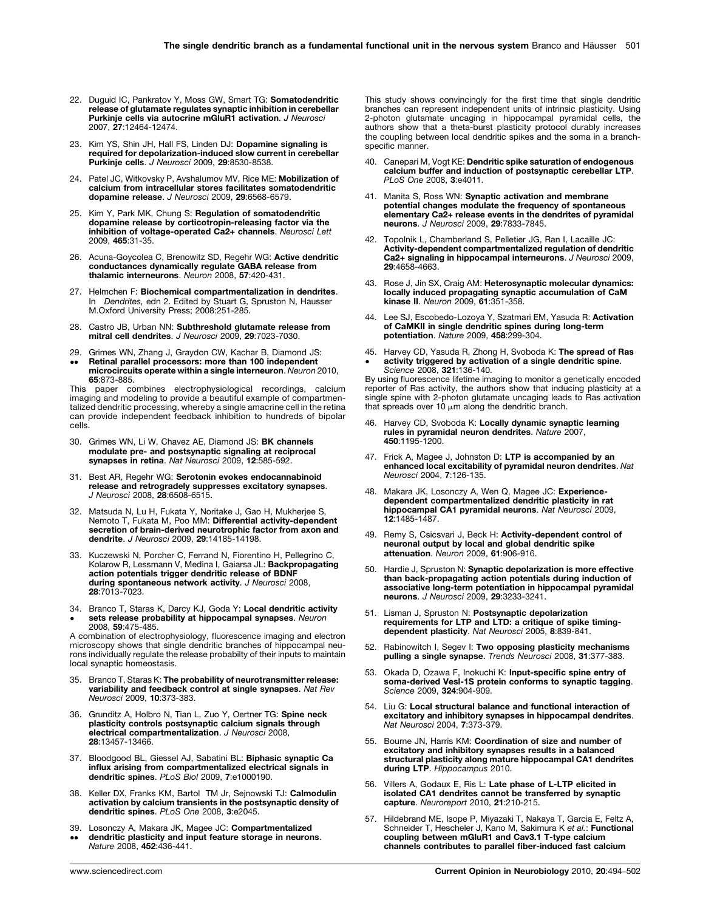22. Duguid IC, Pankratov Y, Moss GW, Smart TG: **Somatodendritic release of glutamate regulates synaptic inhibition in cerebellar Purkinje cells via autocrine mGluR1 activation**. *J Neurosci* 2007, **27**:12464-12474.

23. Kim YS, Shin JH, Hall FS, Linden DJ: **Dopamine signaling is required for depolarization-induced slow current in cerebellar Purkinje cells**. *J Neurosci* 2009, **29**:8530-8538.

24. Patel JC, Witkovsky P, Avshalumov MV, Rice ME: **Mobilization of calcium from intracellular stores facilitates somatodendritic dopamine release**. *J Neurosci* 2009, **29**:6568-6579.

25. Kim Y, Park MK, Chung S: **Regulation of somatodendritic dopamine release by corticotropin-releasing factor via the inhibition of voltage-operated Ca2+ channels**. *Neurosci Lett* 2009, **465**:31-35.

26. Acuna-Goycolea C, Brenowitz SD, Regehr WG: **Active dendritic conductances dynamically regulate GABA release from thalamic interneurons**. *Neuron* 2008, **57**:420-431.

27. Helmchen F: **Biochemical compartmentalization in dendrites**. In *Dendrites,* edn 2. Edited by Stuart G, Spruston N, Hausser M.Oxford University Press; 2008:251-285.

28. Castro JB, Urban NN: **Subthreshold glutamate release from mitral cell dendrites**. *J Neurosci* 2009, **29**:7023-7030.

29. •• Grimes WN, Zhang J, Graydon CW, Kachar B, Diamond JS: **Retinal parallel processors: more than 100 independent microcircuits operate within a single interneuron**. *Neuron* 2010, **65**:873-885.

This paper combines electrophysiological recordings, calcium imaging and modeling to provide a beautiful example of compartmentalized dendritic processing, whereby a single amacrine cell in the retina can provide independent feedback inhibition to hundreds of bipolar cells.

30. Grimes WN, Li W, Chavez AE, Diamond JS: **BK channels modulate pre- and postsynaptic signaling at reciprocal synapses in retina**. *Nat Neurosci* 2009, **12**:585-592.

31. Best AR, Regehr WG: **Serotonin evokes endocannabinoid release and retrogradely suppresses excitatory synapses**. *J Neurosci* 2008, **28**:6508-6515.

32. Matsuda N, Lu H, Fukata Y, Noritake J, Gao H, Mukherjee S, Nemoto T, Fukata M, Poo MM: **Differential activity-dependent secretion of brain-derived neurotrophic factor from axon and dendrite**. *J Neurosci* 2009, **29**:14185-14198.

33. Kuczewski N, Porcher C, Ferrand N, Fiorentino H, Pellegrino C, Kolarow R, Lessmann V, Medina I, Gaiarsa JL: **Backpropagating action potentials trigger dendritic release of BDNF during spontaneous network activity**. *J Neurosci* 2008, **28**:7013-7023.

34. • Branco T, Staras K, Darcy KJ, Goda Y: **Local dendritic activity sets release probability at hippocampal synapses**. *Neuron* 2008, **59**:475-485.

A combination of electrophysiology, fluorescence imaging and electron microscopy shows that single dendritic branches of hippocampal neurons individually regulate the release probabilty of their inputs to maintain local synaptic homeostasis.

35. Branco T, Staras K: **The probability of neurotransmitter release: variability and feedback control at single synapses**. *Nat Rev Neurosci* 2009, **10**:373-383.

36. Grunditz A, Holbro N, Tian L, Zuo Y, Oertner TG: **Spine neck plasticity controls postsynaptic calcium signals through electrical compartmentalization**. *J Neurosci* 2008, **28**:13457-13466.

37. Bloodgood BL, Giessel AJ, Sabatini BL: **Biphasic synaptic Ca influx arising from compartmentalized electrical signals in dendritic spines**. *PLoS Biol* 2009, **7**:e1000190.

38. Keller DX, Franks KM, Bartol TM Jr, Sejnowski TJ: **Calmodulin activation by calcium transients in the postsynaptic density of dendritic spines**. *PLoS One* 2008, **3**:e2045.

39. •• Losonczy A, Makara JK, Magee JC: **Compartmentalized dendritic plasticity and input feature storage in neurons**. *Nature* 2008, **452**:436-441.

This study shows convincingly for the first time that single dendritic branches can represent independent units of intrinsic plasticity. Using 2-photon glutamate uncaging in hippocampal pyramidal cells, the authors show that a theta-burst plasticity protocol durably increases the coupling between local dendritic spikes and the soma in a branch-specific manner.

40. Canepari M, Vogt KE: **Dendritic spike saturation of endogenous calcium buffer and induction of postsynaptic cerebellar LTP**. *PLoS One* 2008, **3**:e4011.

41. Manita S, Ross WN: **Synaptic activation and membrane potential changes modulate the frequency of spontaneous elementary Ca2+ release events in the dendrites of pyramidal neurons**. *J Neurosci* 2009, **29**:7833-7845.

42. Topolnik L, Chamberland S, Pelletier JG, Ran I, Lacaille JC: **Activity-dependent compartmentalized regulation of dendritic Ca2+ signaling in hippocampal interneurons**. *J Neurosci* 2009, **29**:4658-4663.

43. Rose J, Jin SX, Craig AM: **Heterosynaptic molecular dynamics: locally induced propagating synaptic accumulation of CaM kinase II**. *Neuron* 2009, **61**:351-358.

44. Lee SJ, Escobedo-Lozoya Y, Szatmari EM, Yasuda R: **Activation of CaMKII in single dendritic spines during long-term potentiation**. *Nature* 2009, **458**:299-304.

45. • Harvey CD, Yasuda R, Zhong H, Svoboda K: **The spread of Ras activity triggered by activation of a single dendritic spine**. *Science* 2008, **321**:136-140.

By using fluorescence lifetime imaging to monitor a genetically encoded reporter of Ras activity, the authors show that inducing plasticity at a single spine with 2-photon glutamate uncaging leads to Ras activation that spreads over 10 μm along the dendritic branch.

46. Harvey CD, Svoboda K: **Locally dynamic synaptic learning rules in pyramidal neuron dendrites**. *Nature* 2007, **450**:1195-1200.

47. Frick A, Magee J, Johnston D: **LTP is accompanied by an enhanced local excitability of pyramidal neuron dendrites**. *Nat Neurosci* 2004, **7**:126-135.

48. Makara JK, Losonczy A, Wen Q, Magee JC: **Experience-dependent compartmentalized dendritic plasticity in rat hippocampal CA1 pyramidal neurons**. *Nat Neurosci* 2009, **12**:1485-1487.

49. Remy S, Csicsvari J, Beck H: **Activity-dependent control of neuronal output by local and global dendritic spike attenuation**. *Neuron* 2009, **61**:906-916.

50. Hardie J, Spruston N: **Synaptic depolarization is more effective than back-propagating action potentials during induction of associative long-term potentiation in hippocampal pyramidal neurons**. *J Neurosci* 2009, **29**:3233-3241.

51. Lisman J, Spruston N: **Postsynaptic depolarization requirements for LTP and LTD: a critique of spike timing-dependent plasticity**. *Nat Neurosci* 2005, **8**:839-841.

52. Rabinowitch I, Segev I: **Two opposing plasticity mechanisms pulling a single synapse**. *Trends Neurosci* 2008, **31**:377-383.

53. Okada D, Ozawa F, Inokuchi K: **Input-specific spine entry of soma-derived Vesl-1S protein conforms to synaptic tagging**. *Science* 2009, **324**:904-909.

54. Liu G: **Local structural balance and functional interaction of excitatory and inhibitory synapses in hippocampal dendrites**. *Nat Neurosci* 2004, **7**:373-379.

55. Bourne JN, Harris KM: **Coordination of size and number of excitatory and inhibitory synapses results in a balanced structural plasticity along mature hippocampal CA1 dendrites during LTP**. *Hippocampus* 2010.

56. Villers A, Godaux E, Ris L: **Late phase of L-LTP elicited in isolated CA1 dendrites cannot be transferred by synaptic capture**. *Neuroreport* 2010, **21**:210-215.

57. Hildebrand ME, Isope P, Miyazaki T, Nakaya T, Garcia E, Feltz A, Schneider T, Hescheler J, Kano M, Sakimura K *et al.*: **Functional coupling between mGluR1 and Cav3.1 T-type calcium channels contributes to parallel fiber-induced fast calcium**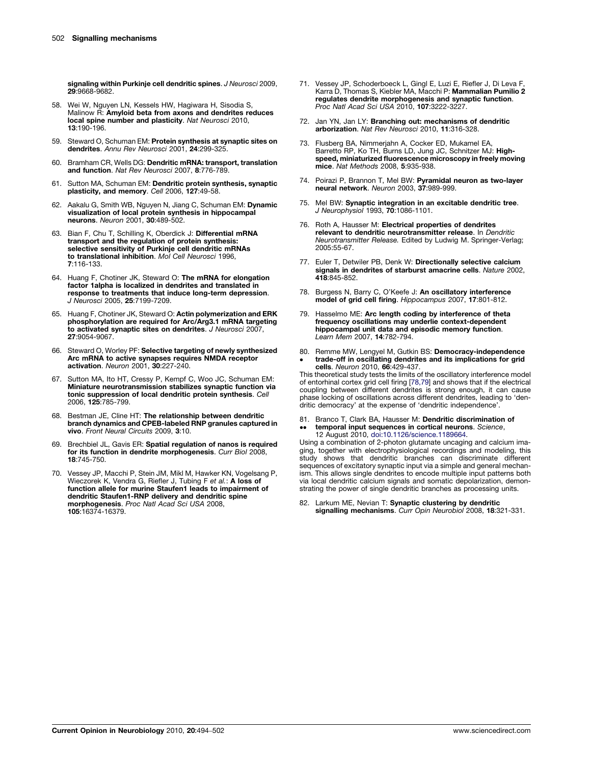signaling within Purkinje cell dendritic spines. *J Neurosci* 2009, **29**:9668-9682.

58. Wei W, Nguyen LN, Kessels HW, Hagiwara H, Sisodia S, Malinow R: **Amyloid beta from axons and dendrites reduces local spine number and plasticity**. *Nat Neurosci* 2010, **13**:190-196.

59. Steward O, Schuman EM: **Protein synthesis at synaptic sites on dendrites**. *Annu Rev Neurosci* 2001, **24**:299-325.

60. Bramham CR, Wells DG: **Dendritic mRNA: transport, translation and function**. *Nat Rev Neurosci* 2007, **8**:776-789.

61. Sutton MA, Schuman EM: **Dendritic protein synthesis, synaptic plasticity, and memory**. *Cell* 2006, **127**:49-58.

62. Aakalu G, Smith WB, Nguyen N, Jiang C, Schuman EM: **Dynamic visualization of local protein synthesis in hippocampal neurons**. *Neuron* 2001, **30**:489-502.

63. Bian F, Chu T, Schilling K, Oberdick J: **Differential mRNA transport and the regulation of protein synthesis: selective sensitivity of Purkinje cell dendritic mRNAs to translational inhibition**. *Mol Cell Neurosci* 1996, **7**:116-133.

64. Huang F, Chotiner JK, Steward O: **The mRNA for elongation factor 1alpha is localized in dendrites and translated in response to treatments that induce long-term depression**. *J Neurosci* 2005, **25**:7199-7209.

65. Huang F, Chotiner JK, Steward O: **Actin polymerization and ERK phosphorylation are required for Arc/Arg3.1 mRNA targeting to activated synaptic sites on dendrites**. *J Neurosci* 2007, **27**:9054-9067.

66. Steward O, Worley PF: **Selective targeting of newly synthesized Arc mRNA to active synapses requires NMDA receptor activation**. *Neuron* 2001, **30**:227-240.

67. Sutton MA, Ito HT, Cressy P, Kempf C, Woo JC, Schuman EM: **Miniature neurotransmission stabilizes synaptic function via tonic suppression of local dendritic protein synthesis**. *Cell* 2006, **125**:785-799.

68. Bestman JE, Cline HT: **The relationship between dendritic branch dynamics and CPEB-labeled RNP granules captured in vivo**. *Front Neural Circuits* 2009, **3**:10.

69. Brechbiel JL, Gavis ER: **Spatial regulation of nanos is required for its function in dendrite morphogenesis**. *Curr Biol* 2008, **18**:745-750.

70. Vessey JP, Macchi P, Stein JM, Mikl M, Hawker KN, Vogelsang P, Wieczorek K, Vendra G, Riefler J, Tubing F *et al.*: **A loss of function allele for murine Staufen1 leads to impairment of dendritic Staufen1-RNP delivery and dendritic spine morphogenesis**. *Proc Natl Acad Sci USA* 2008, **105**:16374-16379.

71. Vessey JP, Schoderboeck L, Gingl E, Luzi E, Riefler J, Di Leva F, Karra D, Thomas S, Kiebler MA, Macchi P: **Mammalian Pumilio 2 regulates dendrite morphogenesis and synaptic function**. *Proc Natl Acad Sci USA* 2010, **107**:3222-3227.

72. Jan YN, Jan LY: **Branching out: mechanisms of dendritic arborization**. *Nat Rev Neurosci* 2010, **11**:316-328.

73. Flusberg BA, Nimmerjahn A, Cocker ED, Mukamel EA, Barretto RP, Ko TH, Burns LD, Jung JC, Schnitzer MJ: **High-speed, miniaturized fluorescence microscopy in freely moving mice**. *Nat Methods* 2008, **5**:935-938.

74. Poirazi P, Brannon T, Mel BW: **Pyramidal neuron as two-layer neural network**. *Neuron* 2003, **37**:989-999.

75. Mel BW: **Synaptic integration in an excitable dendritic tree**. *J Neurophysiol* 1993, **70**:1086-1101.

76. Roth A, Hausser M: **Electrical properties of dendrites relevant to dendritic neurotransmitter release**. In *Dendritic Neurotransmitter Release.* Edited by Ludwig M. Springer-Verlag; 2005:55-67.

77. Euler T, Detwiler PB, Denk W: **Directionally selective calcium signals in dendrites of starburst amacrine cells**. *Nature* 2002, **418**:845-852.

78. Burgess N, Barry C, O'Keefe J: **An oscillatory interference model of grid cell firing**. *Hippocampus* 2007, **17**:801-812.

79. Hasselmo ME: **Arc length coding by interference of theta frequency oscillations may underlie context-dependent hippocampal unit data and episodic memory function**. *Learn Mem* 2007, **14**:782-794.

80. • Remme MW, Lengyel M, Gutkin BS: **Democracy-independence trade-off in oscillating dendrites and its implications for grid cells**. *Neuron* 2010, **66**:429-437.

This theoretical study tests the limits of the oscillatory interference model of entorhinal cortex grid cell firing [78,79] and shows that if the electrical coupling between different dendrites is strong enough, it can cause phase locking of oscillations across different dendrites, leading to 'dendritic democracy' at the expense of 'dendritic independence'.

81. •• Branco T, Clark BA, Hausser M: **Dendritic discrimination of temporal input sequences in cortical neurons**. *Science*, 12 August 2010, doi:10.1126/science.1189664.

Using a combination of 2-photon glutamate uncaging and calcium imaging, together with electrophysiological recordings and modeling, this study shows that dendritic branches can discriminate different sequences of excitatory synaptic input via a simple and general mechanism. This allows single dendrites to encode multiple input patterns both via local dendritic calcium signals and somatic depolarization, demonstrating the power of single dendritic branches as processing units.

82. Larkum ME, Nevian T: **Synaptic clustering by dendritic signalling mechanisms**. *Curr Opin Neurobiol* 2008, **18**:321-331.